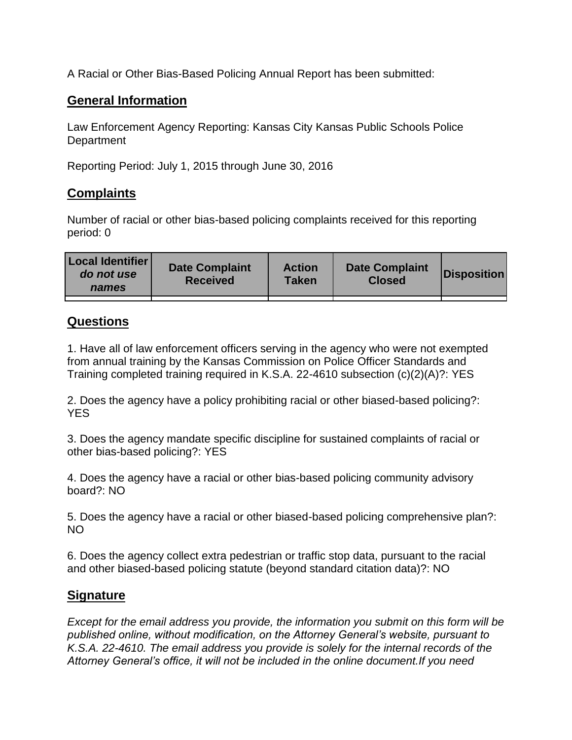A Racial or Other Bias-Based Policing Annual Report has been submitted:

## General Information

Law Enforcement Agency Reporting: Kansas City Kansas Public Schools Police Department

Reporting Period: July 1, 2015 through June 30, 2016

## Complaints

Number of racial or other bias-based policing complaints received for this reporting period: 0

| Local Identifier *do not use names* | Date Complaint Received | Action Taken | Date Complaint Closed | Disposition |
|---|---|---|---|---|
| | | | | |

## Questions

1. Have all of law enforcement officers serving in the agency who were not exempted from annual training by the Kansas Commission on Police Officer Standards and Training completed training required in K.S.A. 22-4610 subsection (c)(2)(A)?: YES

2. Does the agency have a policy prohibiting racial or other biased-based policing?: YES

3. Does the agency mandate specific discipline for sustained complaints of racial or other bias-based policing?: YES

4. Does the agency have a racial or other bias-based policing community advisory board?: NO

5. Does the agency have a racial or other biased-based policing comprehensive plan?: NO

6. Does the agency collect extra pedestrian or traffic stop data, pursuant to the racial and other biased-based policing statute (beyond standard citation data)?: NO

## Signature

*Except for the email address you provide, the information you submit on this form will be published online, without modification, on the Attorney General's website, pursuant to K.S.A. 22-4610. The email address you provide is solely for the internal records of the Attorney General's office, it will not be included in the online document.If you need*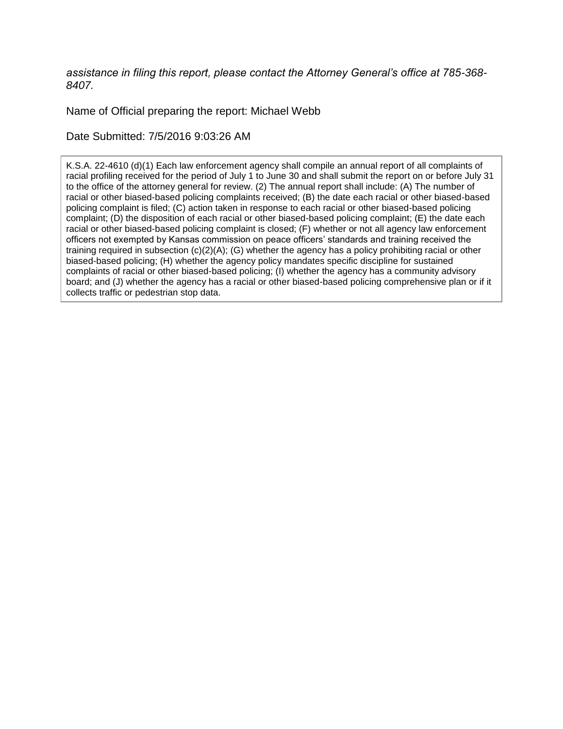*assistance in filing this report, please contact the Attorney General's office at 785-368-8407.*

Name of Official preparing the report: Michael Webb

Date Submitted: 7/5/2016 9:03:26 AM

K.S.A. 22-4610 (d)(1) Each law enforcement agency shall compile an annual report of all complaints of racial profiling received for the period of July 1 to June 30 and shall submit the report on or before July 31 to the office of the attorney general for review. (2) The annual report shall include: (A) The number of racial or other biased-based policing complaints received; (B) the date each racial or other biased-based policing complaint is filed; (C) action taken in response to each racial or other biased-based policing complaint; (D) the disposition of each racial or other biased-based policing complaint; (E) the date each racial or other biased-based policing complaint is closed; (F) whether or not all agency law enforcement officers not exempted by Kansas commission on peace officers' standards and training received the training required in subsection (c)(2)(A); (G) whether the agency has a policy prohibiting racial or other biased-based policing; (H) whether the agency policy mandates specific discipline for sustained complaints of racial or other biased-based policing; (I) whether the agency has a community advisory board; and (J) whether the agency has a racial or other biased-based policing comprehensive plan or if it collects traffic or pedestrian stop data.